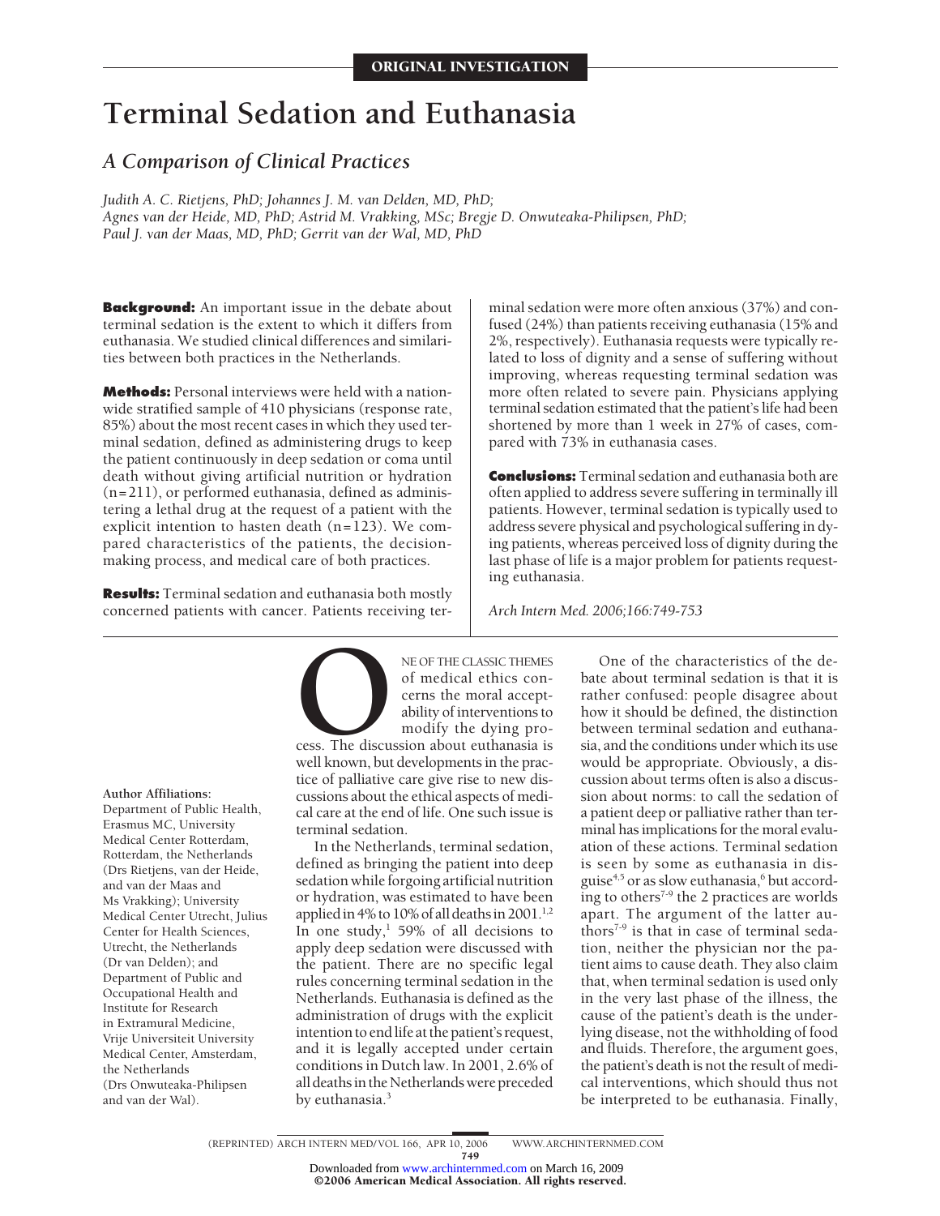ORIGINAL INVESTIGATION

# Terminal Sedation and Euthanasia

## A Comparison of Clinical Practices

*Judith A. C. Rietjens, PhD; Johannes J. M. van Delden, MD, PhD; Agnes van der Heide, MD, PhD; Astrid M. Vrakking, MSc; Bregje D. Onwuteaka-Philipsen, PhD; Paul J. van der Maas, MD, PhD; Gerrit van der Wal, MD, PhD*

**Background:** An important issue in the debate about terminal sedation is the extent to which it differs from euthanasia. We studied clinical differences and similarities between both practices in the Netherlands.

**Methods:** Personal interviews were held with a nationwide stratified sample of 410 physicians (response rate, 85%) about the most recent cases in which they used terminal sedation, defined as administering drugs to keep the patient continuously in deep sedation or coma until death without giving artificial nutrition or hydration (n=211), or performed euthanasia, defined as administering a lethal drug at the request of a patient with the explicit intention to hasten death (n=123). We compared characteristics of the patients, the decision-making process, and medical care of both practices.

**Results:** Terminal sedation and euthanasia both mostly concerned patients with cancer. Patients receiving terminal sedation were more often anxious (37%) and confused (24%) than patients receiving euthanasia (15% and 2%, respectively). Euthanasia requests were typically related to loss of dignity and a sense of suffering without improving, whereas requesting terminal sedation was more often related to severe pain. Physicians applying terminal sedation estimated that the patient's life had been shortened by more than 1 week in 27% of cases, compared with 73% in euthanasia cases.

**Conclusions:** Terminal sedation and euthanasia both are often applied to address severe suffering in terminally ill patients. However, terminal sedation is typically used to address severe physical and psychological suffering in dying patients, whereas perceived loss of dignity during the last phase of life is a major problem for patients requesting euthanasia.

*Arch Intern Med. 2006;166:749-753*

ONE OF THE CLASSIC THEMES of medical ethics concerns the moral acceptability of interventions to modify the dying process. The discussion about euthanasia is well known, but developments in the practice of palliative care give rise to new discussions about the ethical aspects of medical care at the end of life. One such issue is terminal sedation.

In the Netherlands, terminal sedation, defined as bringing the patient into deep sedation while forgoing artificial nutrition or hydration, was estimated to have been applied in 4% to 10% of all deaths in 2001.[1,2] In one study,[1] 59% of all decisions to apply deep sedation were discussed with the patient. There are no specific legal rules concerning terminal sedation in the Netherlands. Euthanasia is defined as the administration of drugs with the explicit intention to end life at the patient's request, and it is legally accepted under certain conditions in Dutch law. In 2001, 2.6% of all deaths in the Netherlands were preceded by euthanasia.[3]

One of the characteristics of the debate about terminal sedation is that it is rather confused: people disagree about how it should be defined, the distinction between terminal sedation and euthanasia, and the conditions under which its use would be appropriate. Obviously, a discussion about terms often is also a discussion about norms: to call the sedation of a patient deep or palliative rather than terminal has implications for the moral evaluation of these actions. Terminal sedation is seen by some as euthanasia in disguise[4,5] or as slow euthanasia,[6] but according to others[7-9] the 2 practices are worlds apart. The argument of the latter authors[7-9] is that in case of terminal sedation, neither the physician nor the patient aims to cause death. They also claim that, when terminal sedation is used only in the very last phase of the illness, the cause of the patient's death is the underlying disease, not the withholding of food and fluids. Therefore, the argument goes, the patient's death is not the result of medical interventions, which should thus not be interpreted to be euthanasia. Finally,

**Author Affiliations:** Department of Public Health, Erasmus MC, University Medical Center Rotterdam, Rotterdam, the Netherlands (Drs Rietjens, van der Heide, and van der Maas and Ms Vrakking); University Medical Center Utrecht, Julius Center for Health Sciences, Utrecht, the Netherlands (Dr van Delden); and Department of Public and Occupational Health and Institute for Research in Extramural Medicine, Vrije Universiteit University Medical Center, Amsterdam, the Netherlands (Drs Onwuteaka-Philipsen and van der Wal).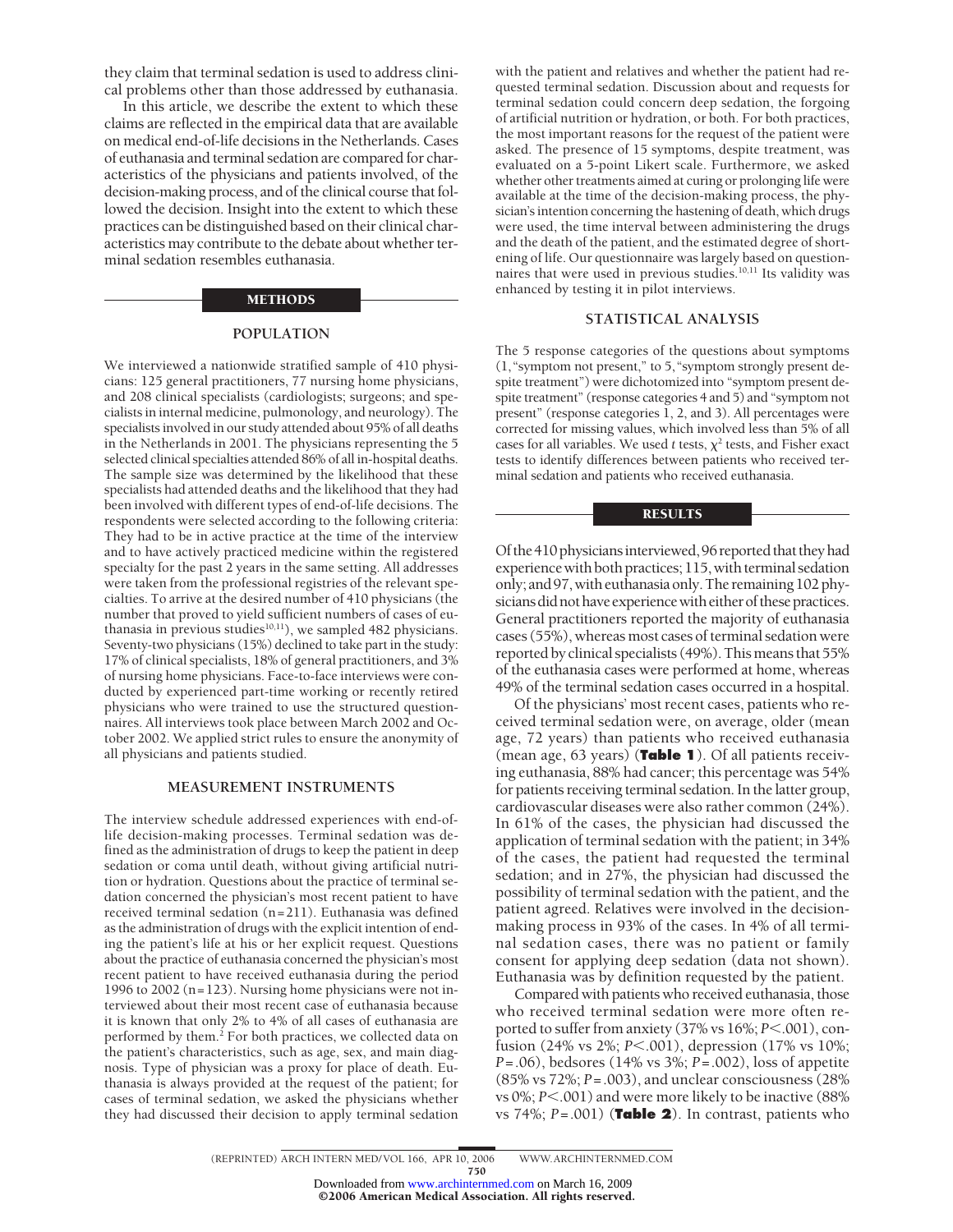they claim that terminal sedation is used to address clinical problems other than those addressed by euthanasia.

In this article, we describe the extent to which these claims are reflected in the empirical data that are available on medical end-of-life decisions in the Netherlands. Cases of euthanasia and terminal sedation are compared for characteristics of the physicians and patients involved, of the decision-making process, and of the clinical course that followed the decision. Insight into the extent to which these practices can be distinguished based on their clinical characteristics may contribute to the debate about whether terminal sedation resembles euthanasia.

## METHODS

### POPULATION

We interviewed a nationwide stratified sample of 410 physicians: 125 general practitioners, 77 nursing home physicians, and 208 clinical specialists (cardiologists; surgeons; and specialists in internal medicine, pulmonology, and neurology). The specialists involved in our study attended about 95% of all deaths in the Netherlands in 2001. The physicians representing the 5 selected clinical specialties attended 86% of all in-hospital deaths. The sample size was determined by the likelihood that these specialists had attended deaths and the likelihood that they had been involved with different types of end-of-life decisions. The respondents were selected according to the following criteria: They had to be in active practice at the time of the interview and to have actively practiced medicine within the registered specialty for the past 2 years in the same setting. All addresses were taken from the professional registries of the relevant specialties. To arrive at the desired number of 410 physicians (the number that proved to yield sufficient numbers of cases of euthanasia in previous studies[10,11]), we sampled 482 physicians. Seventy-two physicians (15%) declined to take part in the study: 17% of clinical specialists, 18% of general practitioners, and 3% of nursing home physicians. Face-to-face interviews were conducted by experienced part-time working or recently retired physicians who were trained to use the structured questionnaires. All interviews took place between March 2002 and October 2002. We applied strict rules to ensure the anonymity of all physicians and patients studied.

### MEASUREMENT INSTRUMENTS

The interview schedule addressed experiences with end-of-life decision-making processes. Terminal sedation was defined as the administration of drugs to keep the patient in deep sedation or coma until death, without giving artificial nutrition or hydration. Questions about the practice of terminal sedation concerned the physician's most recent patient to have received terminal sedation (n=211). Euthanasia was defined as the administration of drugs with the explicit intention of ending the patient's life at his or her explicit request. Questions about the practice of euthanasia concerned the physician's most recent patient to have received euthanasia during the period 1996 to 2002 (n=123). Nursing home physicians were not interviewed about their most recent case of euthanasia because it is known that only 2% to 4% of all cases of euthanasia are performed by them.[2] For both practices, we collected data on the patient's characteristics, such as age, sex, and main diagnosis. Type of physician was a proxy for place of death. Euthanasia is always provided at the request of the patient; for cases of terminal sedation, we asked the physicians whether they had discussed their decision to apply terminal sedation with the patient and relatives and whether the patient had requested terminal sedation. Discussion about and requests for terminal sedation could concern deep sedation, the forgoing of artificial nutrition or hydration, or both. For both practices, the most important reasons for the request of the patient were asked. The presence of 15 symptoms, despite treatment, was evaluated on a 5-point Likert scale. Furthermore, we asked whether other treatments aimed at curing or prolonging life were available at the time of the decision-making process, the physician's intention concerning the hastening of death, which drugs were used, the time interval between administering the drugs and the death of the patient, and the estimated degree of shortening of life. Our questionnaire was largely based on questionnaires that were used in previous studies.[10,11] Its validity was enhanced by testing it in pilot interviews.

### STATISTICAL ANALYSIS

The 5 response categories of the questions about symptoms (1, "symptom not present," to 5, "symptom strongly present despite treatment") were dichotomized into "symptom present despite treatment" (response categories 4 and 5) and "symptom not present" (response categories 1, 2, and 3). All percentages were corrected for missing values, which involved less than 5% of all cases for all variables. We used *t* tests, $\chi^2$ tests, and Fisher exact tests to identify differences between patients who received terminal sedation and patients who received euthanasia.

## RESULTS

Of the 410 physicians interviewed, 96 reported that they had experience with both practices; 115, with terminal sedation only; and 97, with euthanasia only. The remaining 102 physicians did not have experience with either of these practices. General practitioners reported the majority of euthanasia cases (55%), whereas most cases of terminal sedation were reported by clinical specialists (49%). This means that 55% of the euthanasia cases were performed at home, whereas 49% of the terminal sedation cases occurred in a hospital.

Of the physicians' most recent cases, patients who received terminal sedation were, on average, older (mean age, 72 years) than patients who received euthanasia (mean age, 63 years) (**Table 1**). Of all patients receiving euthanasia, 88% had cancer; this percentage was 54% for patients receiving terminal sedation. In the latter group, cardiovascular diseases were also rather common (24%). In 61% of the cases, the physician had discussed the application of terminal sedation with the patient; in 34% of the cases, the patient had requested the terminal sedation; and in 27%, the physician had discussed the possibility of terminal sedation with the patient, and the patient agreed. Relatives were involved in the decision-making process in 93% of the cases. In 4% of all terminal sedation cases, there was no patient or family consent for applying deep sedation (data not shown). Euthanasia was by definition requested by the patient.

Compared with patients who received euthanasia, those who received terminal sedation were more often reported to suffer from anxiety (37% vs 16%; $P<.001$), confusion (24% vs 2%; $P<.001$), depression (17% vs 10%; $P=.06$), bedsores (14% vs 3%; $P=.002$), loss of appetite (85% vs 72%; $P=.003$), and unclear consciousness (28% vs 0%; $P<.001$) and were more likely to be inactive (88% vs 74%; $P=.001$) (**Table 2**). In contrast, patients who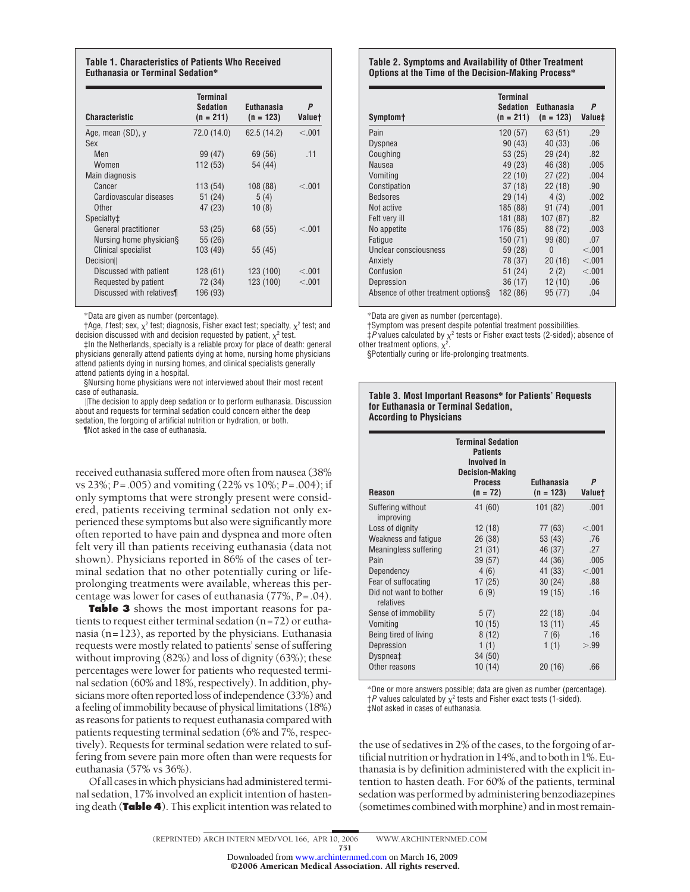**Table 1. Characteristics of Patients Who Received Euthanasia or Terminal Sedation***

| Characteristic | Terminal Sedation (n = 211) | Euthanasia (n = 123) | P Value† |
|---|---|---|---|
| Age, mean (SD), y | 72.0 (14.0) | 62.5 (14.2) | <.001 |
| Sex | | | |
| Men | 99 (47) | 69 (56) | .11 |
| Women | 112 (53) | 54 (44) | |
| Main diagnosis | | | |
| Cancer | 113 (54) | 108 (88) | <.001 |
| Cardiovascular diseases | 51 (24) | 5 (4) | |
| Other | 47 (23) | 10 (8) | |
| Specialty‡ | | | |
| General practitioner | 53 (25) | 68 (55) | <.001 |
| Nursing home physician§ | 55 (26) | | |
| Clinical specialist | 103 (49) | 55 (45) | |
| Decision‖ | | | |
| Discussed with patient | 128 (61) | 123 (100) | <.001 |
| Requested by patient | 72 (34) | 123 (100) | <.001 |
| Discussed with relatives¶ | 196 (93) | | |

*Data are given as number (percentage).

†Age, *t* test; sex, $\chi^2$ test; diagnosis, Fisher exact test; specialty, $\chi^2$ test; and decision discussed with and decision requested by patient, $\chi^2$ test.

‡In the Netherlands, specialty is a reliable proxy for place of death: general physicians generally attend patients dying at home, nursing home physicians attend patients dying in nursing homes, and clinical specialists generally attend patients dying in a hospital.

§Nursing home physicians were not interviewed about their most recent case of euthanasia.

‖The decision to apply deep sedation or to perform euthanasia. Discussion about and requests for terminal sedation could concern either the deep sedation, the forgoing of artificial nutrition or hydration, or both.

¶Not asked in the case of euthanasia.

received euthanasia suffered more often from nausea (38% vs 23%; $P=.005$) and vomiting (22% vs 10%; $P=.004$); if only symptoms that were strongly present were considered, patients receiving terminal sedation not only experienced these symptoms but also were significantly more often reported to have pain and dyspnea and more often felt very ill than patients receiving euthanasia (data not shown). Physicians reported in 86% of the cases of terminal sedation that no other potentially curing or life-prolonging treatments were available, whereas this percentage was lower for cases of euthanasia (77%, $P=.04$).

**Table 3** shows the most important reasons for patients to request either terminal sedation (n=72) or euthanasia (n=123), as reported by the physicians. Euthanasia requests were mostly related to patients' sense of suffering without improving (82%) and loss of dignity (63%); these percentages were lower for patients who requested terminal sedation (60% and 18%, respectively). In addition, physicians more often reported loss of independence (33%) and a feeling of immobility because of physical limitations (18%) as reasons for patients to request euthanasia compared with patients requesting terminal sedation (6% and 7%, respectively). Requests for terminal sedation were related to suffering from severe pain more often than were requests for euthanasia (57% vs 36%).

Of all cases in which physicians had administered terminal sedation, 17% involved an explicit intention of hastening death (**Table 4**). This explicit intention was related to

**Table 2. Symptoms and Availability of Other Treatment Options at the Time of the Decision-Making Process***

| Symptom† | Terminal Sedation (n = 211) | Euthanasia (n = 123) | P Value‡ |
|---|---|---|---|
| Pain | 120 (57) | 63 (51) | .29 |
| Dyspnea | 90 (43) | 40 (33) | .06 |
| Coughing | 53 (25) | 29 (24) | .82 |
| Nausea | 49 (23) | 46 (38) | .005 |
| Vomiting | 22 (10) | 27 (22) | .004 |
| Constipation | 37 (18) | 22 (18) | .90 |
| Bedsores | 29 (14) | 4 (3) | .002 |
| Not active | 185 (88) | 91 (74) | .001 |
| Felt very ill | 181 (88) | 107 (87) | .82 |
| No appetite | 176 (85) | 88 (72) | .003 |
| Fatigue | 150 (71) | 99 (80) | .07 |
| Unclear consciousness | 59 (28) | 0 | <.001 |
| Anxiety | 78 (37) | 20 (16) | <.001 |
| Confusion | 51 (24) | 2 (2) | <.001 |
| Depression | 36 (17) | 12 (10) | .06 |
| Absence of other treatment options§ | 182 (86) | 95 (77) | .04 |

*Data are given as number (percentage).

†Symptom was present despite potential treatment possibilities.

‡*P* values calculated by $\chi^2$ tests or Fisher exact tests (2-sided); absence of other treatment options, $\chi^2$.

§Potentially curing or life-prolonging treatments.

**Table 3. Most Important Reasons* for Patients' Requests for Euthanasia or Terminal Sedation, According to Physicians**

| Reason | Terminal Sedation Patients Involved in Decision-Making Process (n = 72) | Euthanasia (n = 123) | P Value† |
|---|---|---|---|
| Suffering without improving | 41 (60) | 101 (82) | .001 |
| Loss of dignity | 12 (18) | 77 (63) | <.001 |
| Weakness and fatigue | 26 (38) | 53 (43) | .76 |
| Meaningless suffering | 21 (31) | 46 (37) | .27 |
| Pain | 39 (57) | 44 (36) | .005 |
| Dependency | 4 (6) | 41 (33) | <.001 |
| Fear of suffocating | 17 (25) | 30 (24) | .88 |
| Did not want to bother relatives | 6 (9) | 19 (15) | .16 |
| Sense of immobility | 5 (7) | 22 (18) | .04 |
| Vomiting | 10 (15) | 13 (11) | .45 |
| Being tired of living | 8 (12) | 7 (6) | .16 |
| Depression | 1 (1) | 1 (1) | >.99 |
| Dyspnea‡ | 34 (50) | | |
| Other reasons | 10 (14) | 20 (16) | .66 |

*One or more answers possible; data are given as number (percentage).

†*P* values calculated by $\chi^2$ tests and Fisher exact tests (1-sided).

‡Not asked in cases of euthanasia.

the use of sedatives in 2% of the cases, to the forgoing of artificial nutrition or hydration in 14%, and to both in 1%. Euthanasia is by definition administered with the explicit intention to hasten death. For 60% of the patients, terminal sedation was performed by administering benzodiazepines (sometimes combined with morphine) and in most remain-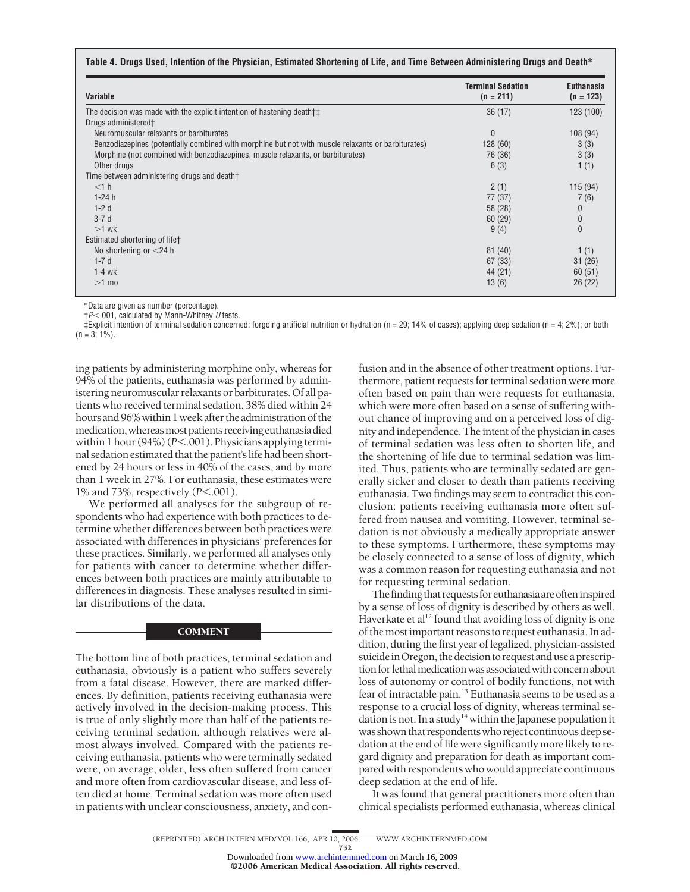**Table 4. Drugs Used, Intention of the Physician, Estimated Shortening of Life, and Time Between Administering Drugs and Death***

| Variable | Terminal Sedation (n = 211) | Euthanasia (n = 123) |
|---|---|---|
| The decision was made with the explicit intention of hastening death†‡ | 36 (17) | 123 (100) |
| Drugs administered† | | |
| Neuromuscular relaxants or barbiturates | 0 | 108 (94) |
| Benzodiazepines (potentially combined with morphine but not with muscle relaxants or barbiturates) | 128 (60) | 3 (3) |
| Morphine (not combined with benzodiazepines, muscle relaxants, or barbiturates) | 76 (36) | 3 (3) |
| Other drugs | 6 (3) | 1 (1) |
| Time between administering drugs and death† | | |
| <1 h | 2 (1) | 115 (94) |
| 1-24 h | 77 (37) | 7 (6) |
| 1-2 d | 58 (28) | 0 |
| 3-7 d | 60 (29) | 0 |
| >1 wk | 9 (4) | 0 |
| Estimated shortening of life† | | |
| No shortening or <24 h | 81 (40) | 1 (1) |
| 1-7 d | 67 (33) | 31 (26) |
| 1-4 wk | 44 (21) | 60 (51) |
| >1 mo | 13 (6) | 26 (22) |

*Data are given as number (percentage).

†$P<.001$, calculated by Mann-Whitney *U* tests.

‡Explicit intention of terminal sedation concerned: forgoing artificial nutrition or hydration (n = 29; 14% of cases); applying deep sedation (n = 4; 2%); or both (n = 3; 1%).

ing patients by administering morphine only, whereas for 94% of the patients, euthanasia was performed by administering neuromuscular relaxants or barbiturates. Of all patients who received terminal sedation, 38% died within 24 hours and 96% within 1 week after the administration of the medication, whereas most patients receiving euthanasia died within 1 hour (94%) ($P<.001$). Physicians applying terminal sedation estimated that the patient's life had been shortened by 24 hours or less in 40% of the cases, and by more than 1 week in 27%. For euthanasia, these estimates were 1% and 73%, respectively ($P<.001$).

We performed all analyses for the subgroup of respondents who had experience with both practices to determine whether differences between both practices were associated with differences in physicians' preferences for these practices. Similarly, we performed all analyses only for patients with cancer to determine whether differences between both practices are mainly attributable to differences in diagnosis. These analyses resulted in similar distributions of the data.

## COMMENT

The bottom line of both practices, terminal sedation and euthanasia, obviously is a patient who suffers severely from a fatal disease. However, there are marked differences. By definition, patients receiving euthanasia were actively involved in the decision-making process. This is true of only slightly more than half of the patients receiving terminal sedation, although relatives were almost always involved. Compared with the patients receiving euthanasia, patients who were terminally sedated were, on average, older, less often suffered from cancer and more often from cardiovascular disease, and less often died at home. Terminal sedation was more often used in patients with unclear consciousness, anxiety, and confusion and in the absence of other treatment options. Furthermore, patient requests for terminal sedation were more often based on pain than were requests for euthanasia, which were more often based on a sense of suffering without chance of improving and on a perceived loss of dignity and independence. The intent of the physician in cases of terminal sedation was less often to shorten life, and the shortening of life due to terminal sedation was limited. Thus, patients who are terminally sedated are generally sicker and closer to death than patients receiving euthanasia. Two findings may seem to contradict this conclusion: patients receiving euthanasia more often suffered from nausea and vomiting. However, terminal sedation is not obviously a medically appropriate answer to these symptoms. Furthermore, these symptoms may be closely connected to a sense of loss of dignity, which was a common reason for requesting euthanasia and not for requesting terminal sedation.

The finding that requests for euthanasia are often inspired by a sense of loss of dignity is described by others as well. Haverkate et al[12] found that avoiding loss of dignity is one of the most important reasons to request euthanasia. In addition, during the first year of legalized, physician-assisted suicide in Oregon, the decision to request and use a prescription for lethal medication was associated with concern about loss of autonomy or control of bodily functions, not with fear of intractable pain.[13] Euthanasia seems to be used as a response to a crucial loss of dignity, whereas terminal sedation is not. In a study[14] within the Japanese population it was shown that respondents who reject continuous deep sedation at the end of life were significantly more likely to regard dignity and preparation for death as important compared with respondents who would appreciate continuous deep sedation at the end of life.

It was found that general practitioners more often than clinical specialists performed euthanasia, whereas clinical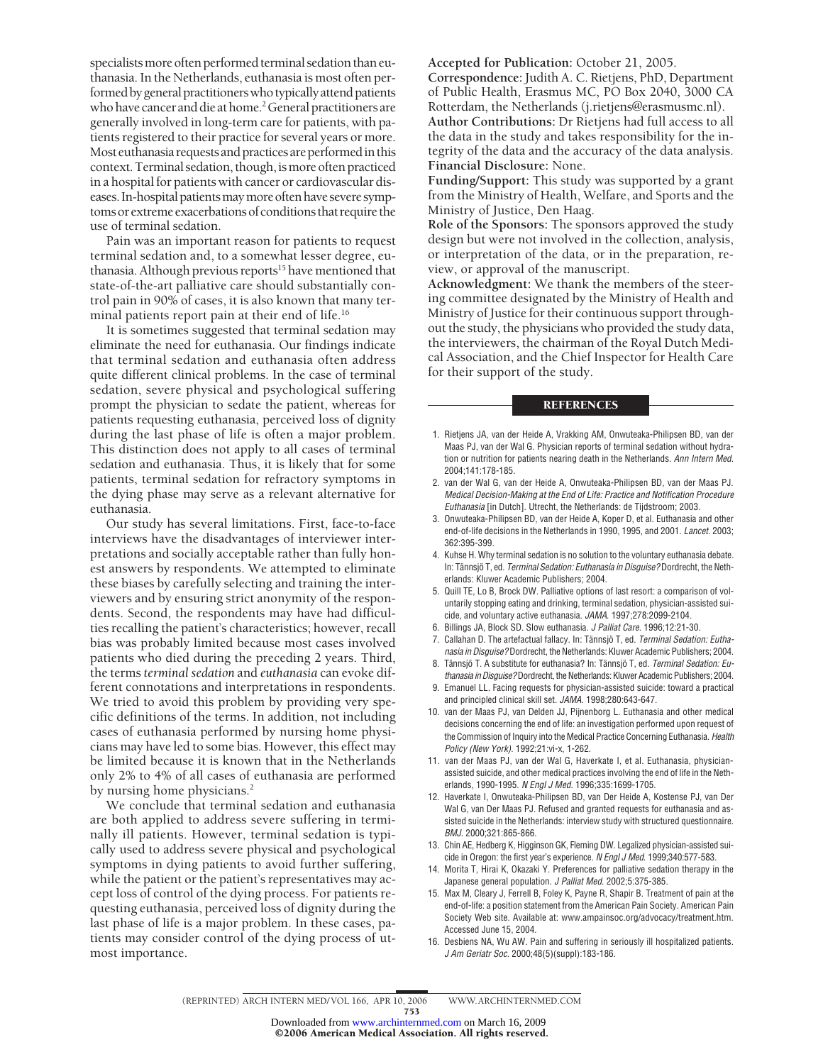specialists more often performed terminal sedation than euthanasia. In the Netherlands, euthanasia is most often performed by general practitioners who typically attend patients who have cancer and die at home.[2] General practitioners are generally involved in long-term care for patients, with patients registered to their practice for several years or more. Most euthanasia requests and practices are performed in this context. Terminal sedation, though, is more often practiced in a hospital for patients with cancer or cardiovascular diseases. In-hospital patients may more often have severe symptoms or extreme exacerbations of conditions that require the use of terminal sedation.

Pain was an important reason for patients to request terminal sedation and, to a somewhat lesser degree, euthanasia. Although previous reports[15] have mentioned that state-of-the-art palliative care should substantially control pain in 90% of cases, it is also known that many terminal patients report pain at their end of life.[16]

It is sometimes suggested that terminal sedation may eliminate the need for euthanasia. Our findings indicate that terminal sedation and euthanasia often address quite different clinical problems. In the case of terminal sedation, severe physical and psychological suffering prompt the physician to sedate the patient, whereas for patients requesting euthanasia, perceived loss of dignity during the last phase of life is often a major problem. This distinction does not apply to all cases of terminal sedation and euthanasia. Thus, it is likely that for some patients, terminal sedation for refractory symptoms in the dying phase may serve as a relevant alternative for euthanasia.

Our study has several limitations. First, face-to-face interviews have the disadvantages of interviewer interpretations and socially acceptable rather than fully honest answers by respondents. We attempted to eliminate these biases by carefully selecting and training the interviewers and by ensuring strict anonymity of the respondents. Second, the respondents may have had difficulties recalling the patient's characteristics; however, recall bias was probably limited because most cases involved patients who died during the preceding 2 years. Third, the terms *terminal sedation* and *euthanasia* can evoke different connotations and interpretations in respondents. We tried to avoid this problem by providing very specific definitions of the terms. In addition, not including cases of euthanasia performed by nursing home physicians may have led to some bias. However, this effect may be limited because it is known that in the Netherlands only 2% to 4% of all cases of euthanasia are performed by nursing home physicians.[2]

We conclude that terminal sedation and euthanasia are both applied to address severe suffering in terminally ill patients. However, terminal sedation is typically used to address severe physical and psychological symptoms in dying patients to avoid further suffering, while the patient or the patient's representatives may accept loss of control of the dying process. For patients requesting euthanasia, perceived loss of dignity during the last phase of life is a major problem. In these cases, patients may consider control of the dying process of utmost importance.

**Accepted for Publication:** October 21, 2005.

**Correspondence:** Judith A. C. Rietjens, PhD, Department of Public Health, Erasmus MC, PO Box 2040, 3000 CA Rotterdam, the Netherlands (j.rietjens@erasmusmc.nl).

**Author Contributions:** Dr Rietjens had full access to all the data in the study and takes responsibility for the integrity of the data and the accuracy of the data analysis.

**Financial Disclosure:** None.

**Funding/Support:** This study was supported by a grant from the Ministry of Health, Welfare, and Sports and the Ministry of Justice, Den Haag.

**Role of the Sponsors:** The sponsors approved the study design but were not involved in the collection, analysis, or interpretation of the data, or in the preparation, review, or approval of the manuscript.

**Acknowledgment:** We thank the members of the steering committee designated by the Ministry of Health and Ministry of Justice for their continuous support throughout the study, the physicians who provided the study data, the interviewers, the chairman of the Royal Dutch Medical Association, and the Chief Inspector for Health Care for their support of the study.

## REFERENCES

1. Rietjens JA, van der Heide A, Vrakking AM, Onwuteaka-Philipsen BD, van der Maas PJ, van der Wal G. Physician reports of terminal sedation without hydration or nutrition for patients nearing death in the Netherlands. *Ann Intern Med.* 2004;141:178-185.
2. van der Wal G, van der Heide A, Onwuteaka-Philipsen BD, van der Maas PJ. *Medical Decision-Making at the End of Life: Practice and Notification Procedure Euthanasia* [in Dutch]. Utrecht, the Netherlands: de Tijdstroom; 2003.
3. Onwuteaka-Philipsen BD, van der Heide A, Koper D, et al. Euthanasia and other end-of-life decisions in the Netherlands in 1990, 1995, and 2001. *Lancet.* 2003; 362:395-399.
4. Kuhse H. Why terminal sedation is no solution to the voluntary euthanasia debate. In: Tännsjö T, ed. *Terminal Sedation: Euthanasia in Disguise?* Dordrecht, the Netherlands: Kluwer Academic Publishers; 2004.
5. Quill TE, Lo B, Brock DW. Palliative options of last resort: a comparison of voluntarily stopping eating and drinking, terminal sedation, physician-assisted suicide, and voluntary active euthanasia. *JAMA.* 1997;278:2099-2104.
6. Billings JA, Block SD. Slow euthanasia. *J Palliat Care.* 1996;12:21-30.
7. Callahan D. The artefactual fallacy. In: Tännsjö T, ed. *Terminal Sedation: Euthanasia in Disguise?* Dordrecht, the Netherlands: Kluwer Academic Publishers; 2004.
8. Tännsjö T. A substitute for euthanasia? In: Tännsjö T, ed. *Terminal Sedation: Euthanasia in Disguise?* Dordrecht, the Netherlands: Kluwer Academic Publishers; 2004.
9. Emanuel LL. Facing requests for physician-assisted suicide: toward a practical and principled clinical skill set. *JAMA.* 1998;280:643-647.
10. van der Maas PJ, van Delden JJ, Pijnenborg L. Euthanasia and other medical decisions concerning the end of life: an investigation performed upon request of the Commission of Inquiry into the Medical Practice Concerning Euthanasia. *Health Policy (New York).* 1992;21:vi-x, 1-262.
11. van der Maas PJ, van der Wal G, Haverkate I, et al. Euthanasia, physician-assisted suicide, and other medical practices involving the end of life in the Netherlands, 1990-1995. *N Engl J Med.* 1996;335:1699-1705.
12. Haverkate I, Onwuteaka-Philipsen BD, van Der Heide A, Kostense PJ, van Der Wal G, van Der Maas PJ. Refused and granted requests for euthanasia and assisted suicide in the Netherlands: interview study with structured questionnaire. *BMJ.* 2000;321:865-866.
13. Chin AE, Hedberg K, Higginson GK, Fleming DW. Legalized physician-assisted suicide in Oregon: the first year's experience. *N Engl J Med.* 1999;340:577-583.
14. Morita T, Hirai K, Okazaki Y. Preferences for palliative sedation therapy in the Japanese general population. *J Palliat Med.* 2002;5:375-385.
15. Max M, Cleary J, Ferrell B, Foley K, Payne R, Shapir B. Treatment of pain at the end-of-life: a position statement from the American Pain Society. American Pain Society Web site. Available at: www.ampainsoc.org/advocacy/treatment.htm. Accessed June 15, 2004.
16. Desbiens NA, Wu AW. Pain and suffering in seriously ill hospitalized patients. *J Am Geriatr Soc.* 2000;48(5)(suppl):183-186.